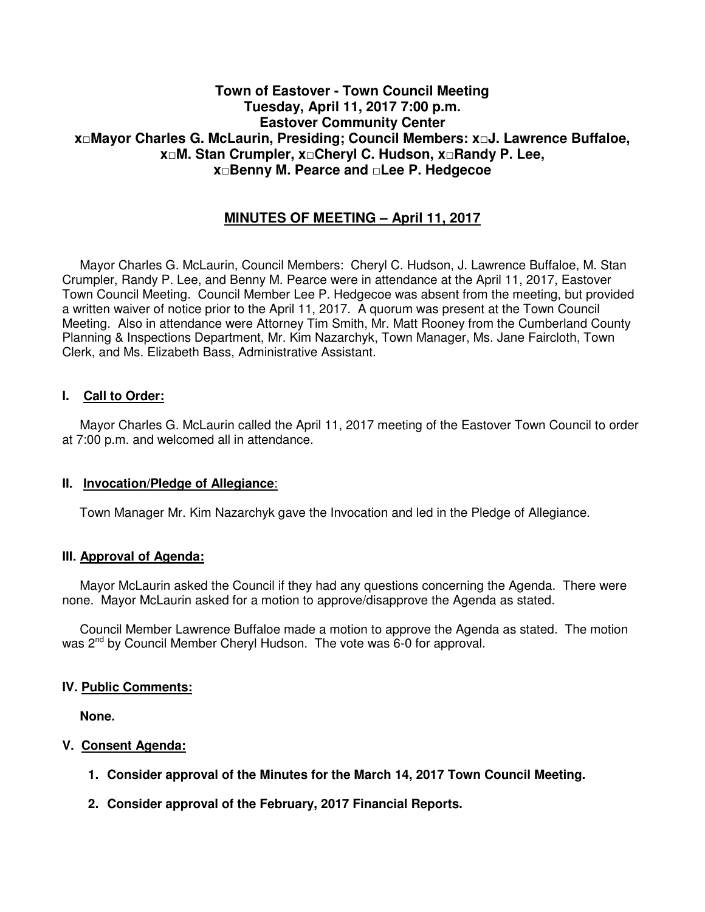**Town of Eastover - Town Council Meeting**
**Tuesday, April 11, 2017 7:00 p.m.**
**Eastover Community Center**
**x□Mayor Charles G. McLaurin, Presiding; Council Members: x□J. Lawrence Buffaloe, x□M. Stan Crumpler, x□Cheryl C. Hudson, x□Randy P. Lee, x□Benny M. Pearce and □Lee P. Hedgecoe**

## MINUTES OF MEETING – April 11, 2017

Mayor Charles G. McLaurin, Council Members: Cheryl C. Hudson, J. Lawrence Buffaloe, M. Stan Crumpler, Randy P. Lee, and Benny M. Pearce were in attendance at the April 11, 2017, Eastover Town Council Meeting. Council Member Lee P. Hedgecoe was absent from the meeting, but provided a written waiver of notice prior to the April 11, 2017. A quorum was present at the Town Council Meeting. Also in attendance were Attorney Tim Smith, Mr. Matt Rooney from the Cumberland County Planning & Inspections Department, Mr. Kim Nazarchyk, Town Manager, Ms. Jane Faircloth, Town Clerk, and Ms. Elizabeth Bass, Administrative Assistant.

### I. Call to Order:

Mayor Charles G. McLaurin called the April 11, 2017 meeting of the Eastover Town Council to order at 7:00 p.m. and welcomed all in attendance.

### II. Invocation/Pledge of Allegiance:

Town Manager Mr. Kim Nazarchyk gave the Invocation and led in the Pledge of Allegiance.

### III. Approval of Agenda:

Mayor McLaurin asked the Council if they had any questions concerning the Agenda. There were none. Mayor McLaurin asked for a motion to approve/disapprove the Agenda as stated.

Council Member Lawrence Buffaloe made a motion to approve the Agenda as stated. The motion was 2nd by Council Member Cheryl Hudson. The vote was 6-0 for approval.

### IV. Public Comments:

**None.**

### V. Consent Agenda:

1. **Consider approval of the Minutes for the March 14, 2017 Town Council Meeting.**
2. **Consider approval of the February, 2017 Financial Reports.**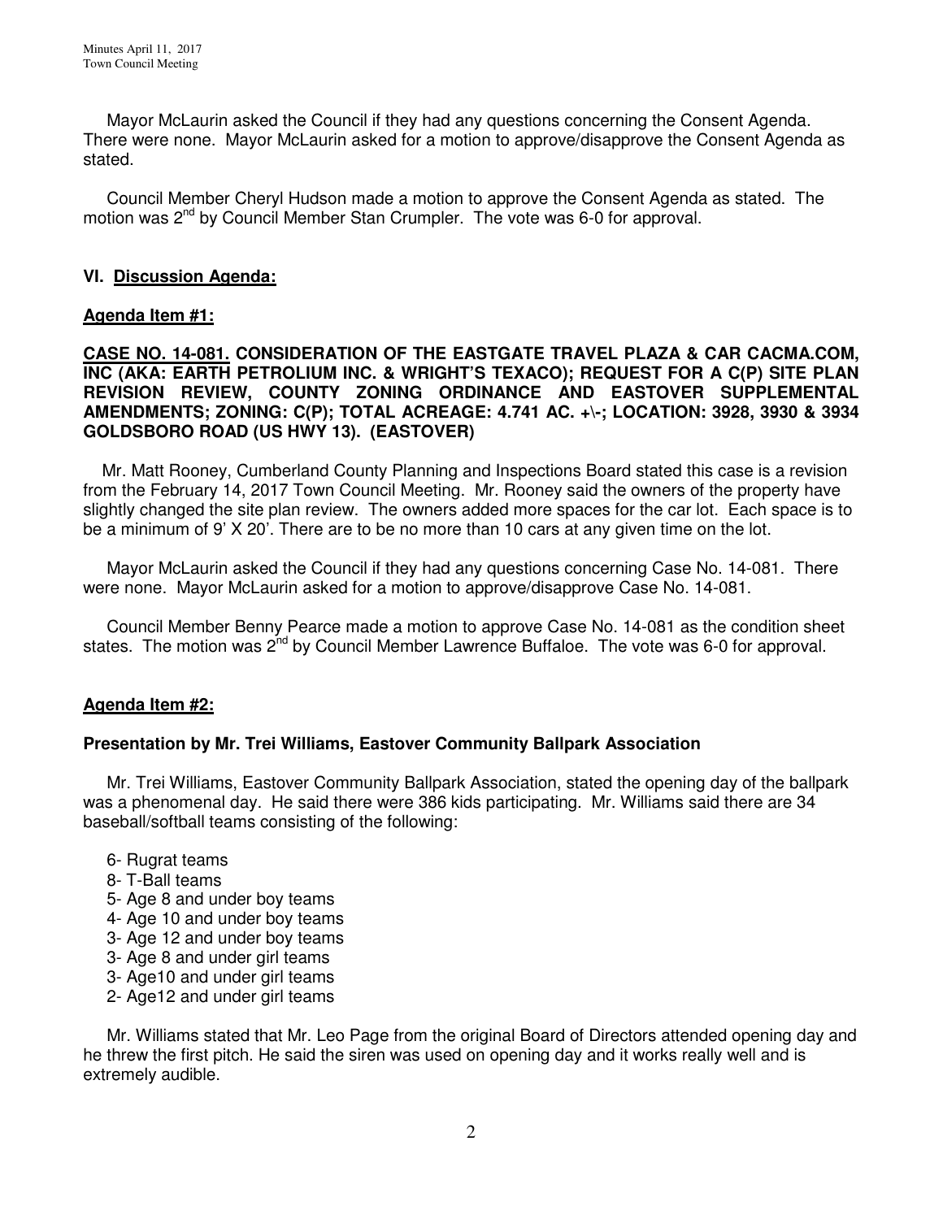Mayor McLaurin asked the Council if they had any questions concerning the Consent Agenda. There were none. Mayor McLaurin asked for a motion to approve/disapprove the Consent Agenda as stated.

Council Member Cheryl Hudson made a motion to approve the Consent Agenda as stated. The motion was 2nd by Council Member Stan Crumpler. The vote was 6-0 for approval.

## VI. Discussion Agenda:

### Agenda Item #1:

**CASE NO. 14-081. CONSIDERATION OF THE EASTGATE TRAVEL PLAZA & CAR CACMA.COM, INC (AKA: EARTH PETROLIUM INC. & WRIGHT'S TEXACO); REQUEST FOR A C(P) SITE PLAN REVISION REVIEW, COUNTY ZONING ORDINANCE AND EASTOVER SUPPLEMENTAL AMENDMENTS; ZONING: C(P); TOTAL ACREAGE: 4.741 AC. +\-; LOCATION: 3928, 3930 & 3934 GOLDSBORO ROAD (US HWY 13). (EASTOVER)**

Mr. Matt Rooney, Cumberland County Planning and Inspections Board stated this case is a revision from the February 14, 2017 Town Council Meeting. Mr. Rooney said the owners of the property have slightly changed the site plan review. The owners added more spaces for the car lot. Each space is to be a minimum of 9' X 20'. There are to be no more than 10 cars at any given time on the lot.

Mayor McLaurin asked the Council if they had any questions concerning Case No. 14-081. There were none. Mayor McLaurin asked for a motion to approve/disapprove Case No. 14-081.

Council Member Benny Pearce made a motion to approve Case No. 14-081 as the condition sheet states. The motion was 2nd by Council Member Lawrence Buffaloe. The vote was 6-0 for approval.

### Agenda Item #2:

**Presentation by Mr. Trei Williams, Eastover Community Ballpark Association**

Mr. Trei Williams, Eastover Community Ballpark Association, stated the opening day of the ballpark was a phenomenal day. He said there were 386 kids participating. Mr. Williams said there are 34 baseball/softball teams consisting of the following:

- 6- Rugrat teams
- 8- T-Ball teams
- 5- Age 8 and under boy teams
- 4- Age 10 and under boy teams
- 3- Age 12 and under boy teams
- 3- Age 8 and under girl teams
- 3- Age10 and under girl teams
- 2- Age12 and under girl teams

Mr. Williams stated that Mr. Leo Page from the original Board of Directors attended opening day and he threw the first pitch. He said the siren was used on opening day and it works really well and is extremely audible.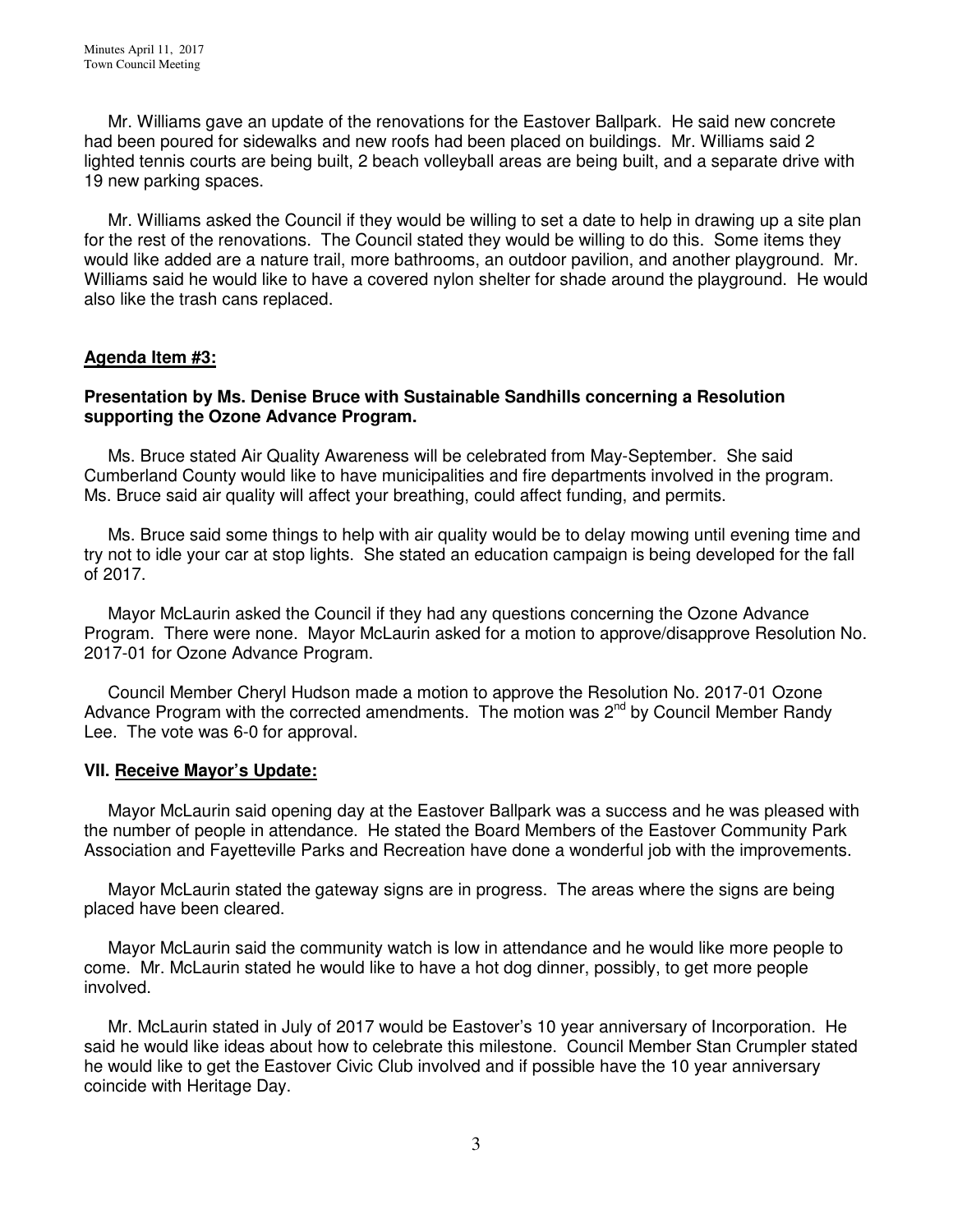Mr. Williams gave an update of the renovations for the Eastover Ballpark. He said new concrete had been poured for sidewalks and new roofs had been placed on buildings. Mr. Williams said 2 lighted tennis courts are being built, 2 beach volleyball areas are being built, and a separate drive with 19 new parking spaces.

Mr. Williams asked the Council if they would be willing to set a date to help in drawing up a site plan for the rest of the renovations. The Council stated they would be willing to do this. Some items they would like added are a nature trail, more bathrooms, an outdoor pavilion, and another playground. Mr. Williams said he would like to have a covered nylon shelter for shade around the playground. He would also like the trash cans replaced.

**Agenda Item #3:**

**Presentation by Ms. Denise Bruce with Sustainable Sandhills concerning a Resolution supporting the Ozone Advance Program.**

Ms. Bruce stated Air Quality Awareness will be celebrated from May-September. She said Cumberland County would like to have municipalities and fire departments involved in the program. Ms. Bruce said air quality will affect your breathing, could affect funding, and permits.

Ms. Bruce said some things to help with air quality would be to delay mowing until evening time and try not to idle your car at stop lights. She stated an education campaign is being developed for the fall of 2017.

Mayor McLaurin asked the Council if they had any questions concerning the Ozone Advance Program. There were none. Mayor McLaurin asked for a motion to approve/disapprove Resolution No. 2017-01 for Ozone Advance Program.

Council Member Cheryl Hudson made a motion to approve the Resolution No. 2017-01 Ozone Advance Program with the corrected amendments. The motion was 2nd by Council Member Randy Lee. The vote was 6-0 for approval.

**VII. Receive Mayor's Update:**

Mayor McLaurin said opening day at the Eastover Ballpark was a success and he was pleased with the number of people in attendance. He stated the Board Members of the Eastover Community Park Association and Fayetteville Parks and Recreation have done a wonderful job with the improvements.

Mayor McLaurin stated the gateway signs are in progress. The areas where the signs are being placed have been cleared.

Mayor McLaurin said the community watch is low in attendance and he would like more people to come. Mr. McLaurin stated he would like to have a hot dog dinner, possibly, to get more people involved.

Mr. McLaurin stated in July of 2017 would be Eastover's 10 year anniversary of Incorporation. He said he would like ideas about how to celebrate this milestone. Council Member Stan Crumpler stated he would like to get the Eastover Civic Club involved and if possible have the 10 year anniversary coincide with Heritage Day.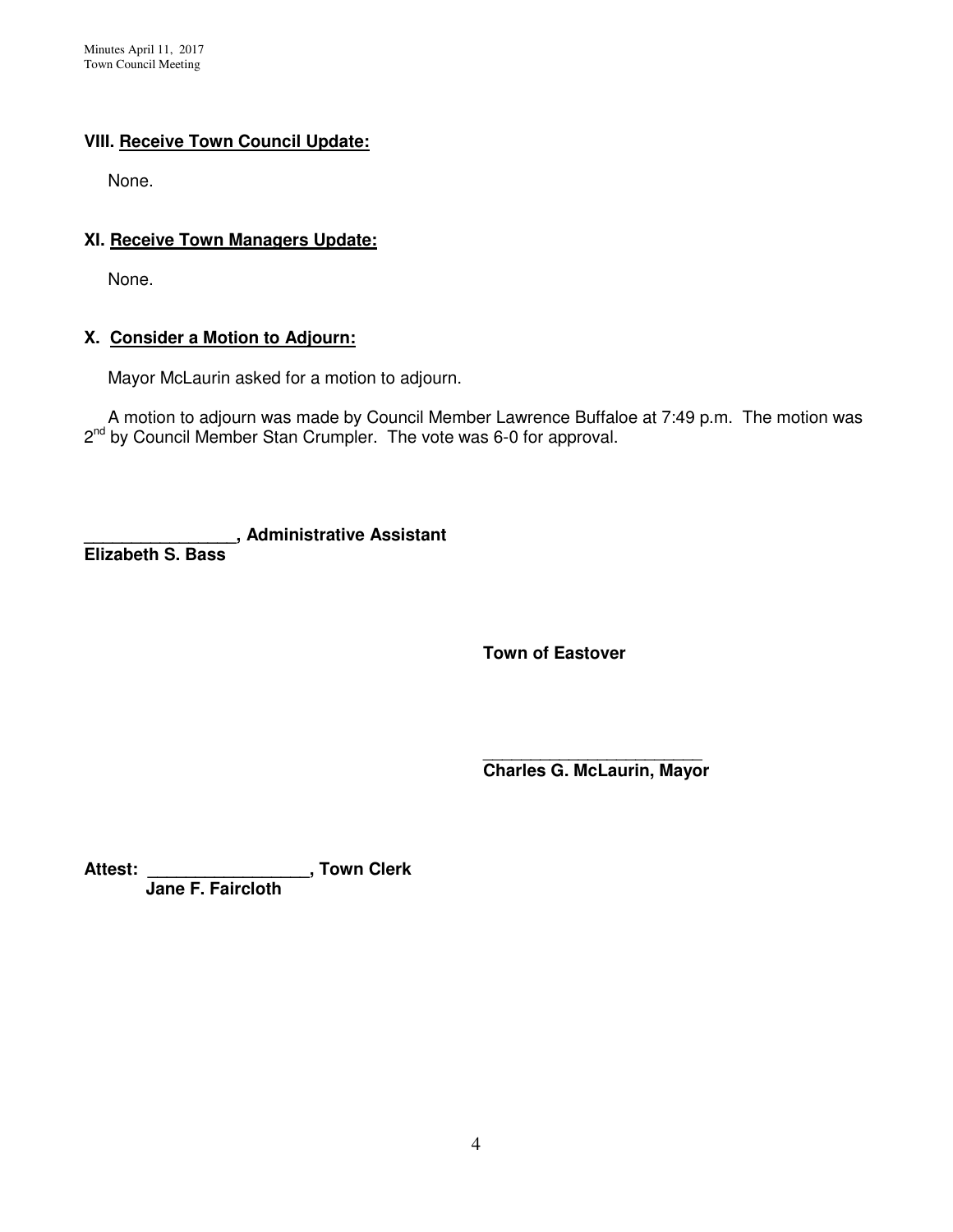### VIII. Receive Town Council Update:

None.

### XI. Receive Town Managers Update:

None.

### X. Consider a Motion to Adjourn:

Mayor McLaurin asked for a motion to adjourn.

A motion to adjourn was made by Council Member Lawrence Buffaloe at 7:49 p.m. The motion was 2nd by Council Member Stan Crumpler. The vote was 6-0 for approval.

**________________, Administrative Assistant**
**Elizabeth S. Bass**

**Town of Eastover**

________________________
**Charles G. McLaurin, Mayor**

**Attest: _________________, Town Clerk**
**Jane F. Faircloth**